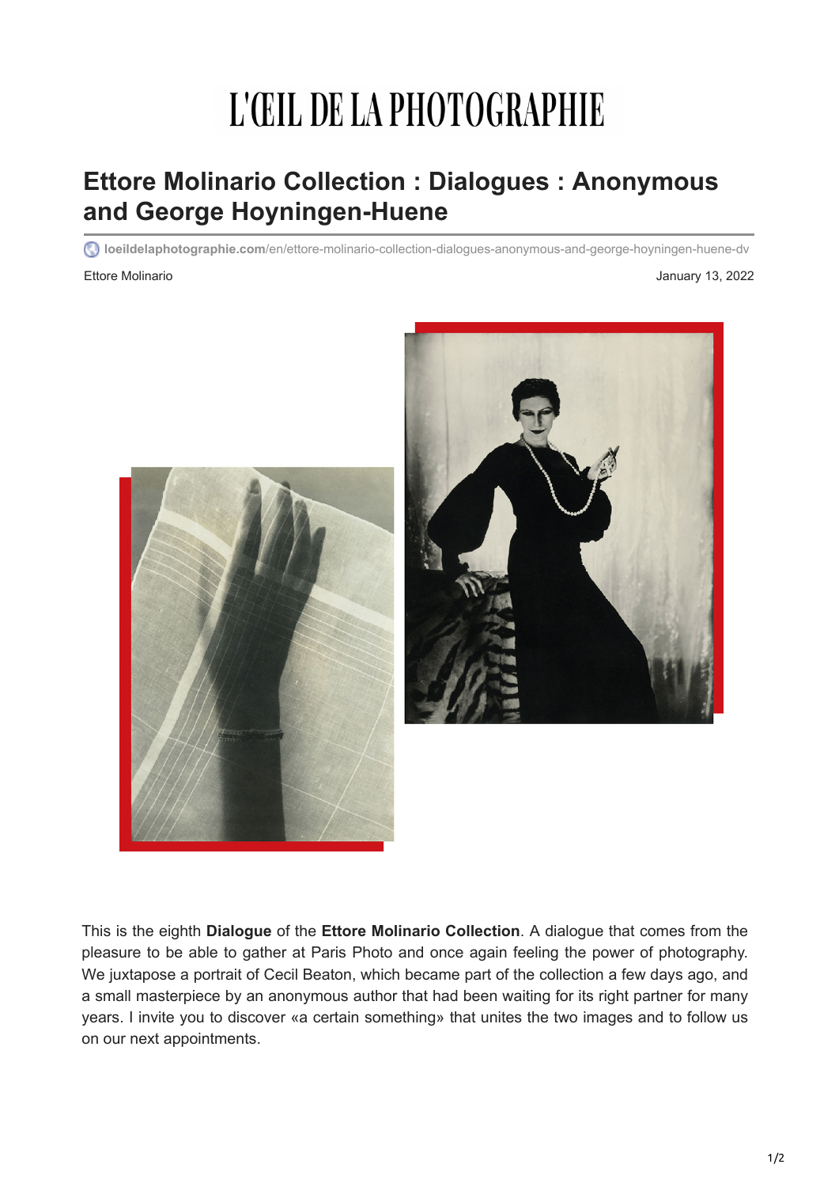L'ŒIL DE LA PHOTOGRAPHIE

# Ettore Molinario Collection : Dialogues : Anonymous and George Hoyningen-Huene

loeildelaphotographie.com/en/ettore-molinario-collection-dialogues-anonymous-and-george-hoyningen-huene-dv

Ettore Molinario

January 13, 2022

This is the eighth **Dialogue** of the **Ettore Molinario Collection**. A dialogue that comes from the pleasure to be able to gather at Paris Photo and once again feeling the power of photography. We juxtapose a portrait of Cecil Beaton, which became part of the collection a few days ago, and a small masterpiece by an anonymous author that had been waiting for its right partner for many years. I invite you to discover «a certain something» that unites the two images and to follow us on our next appointments.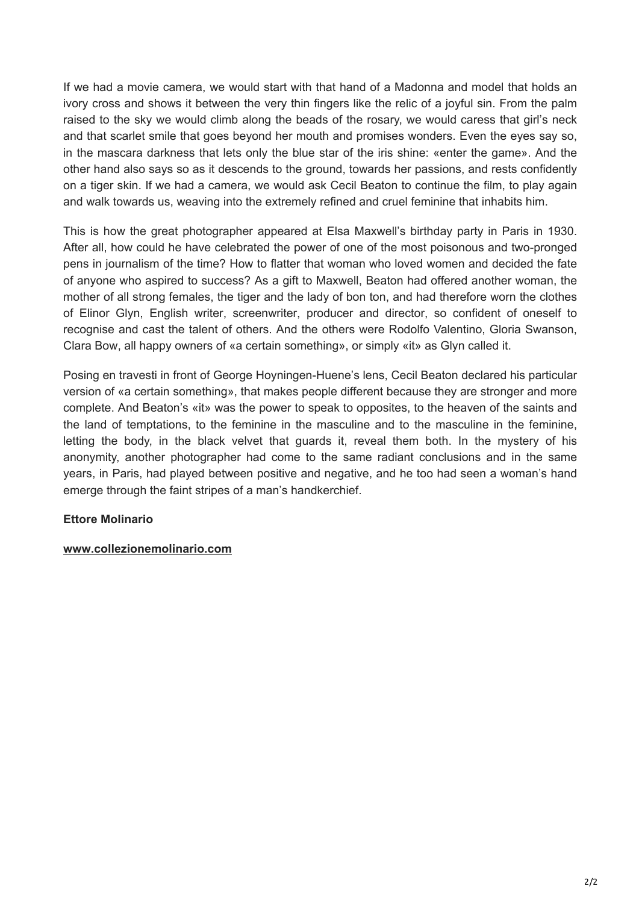If we had a movie camera, we would start with that hand of a Madonna and model that holds an ivory cross and shows it between the very thin fingers like the relic of a joyful sin. From the palm raised to the sky we would climb along the beads of the rosary, we would caress that girl's neck and that scarlet smile that goes beyond her mouth and promises wonders. Even the eyes say so, in the mascara darkness that lets only the blue star of the iris shine: «enter the game». And the other hand also says so as it descends to the ground, towards her passions, and rests confidently on a tiger skin. If we had a camera, we would ask Cecil Beaton to continue the film, to play again and walk towards us, weaving into the extremely refined and cruel feminine that inhabits him.

This is how the great photographer appeared at Elsa Maxwell's birthday party in Paris in 1930. After all, how could he have celebrated the power of one of the most poisonous and two-pronged pens in journalism of the time? How to flatter that woman who loved women and decided the fate of anyone who aspired to success? As a gift to Maxwell, Beaton had offered another woman, the mother of all strong females, the tiger and the lady of bon ton, and had therefore worn the clothes of Elinor Glyn, English writer, screenwriter, producer and director, so confident of oneself to recognise and cast the talent of others. And the others were Rodolfo Valentino, Gloria Swanson, Clara Bow, all happy owners of «a certain something», or simply «it» as Glyn called it.

Posing en travesti in front of George Hoyningen-Huene's lens, Cecil Beaton declared his particular version of «a certain something», that makes people different because they are stronger and more complete. And Beaton's «it» was the power to speak to opposites, to the heaven of the saints and the land of temptations, to the feminine in the masculine and to the masculine in the feminine, letting the body, in the black velvet that guards it, reveal them both. In the mystery of his anonymity, another photographer had come to the same radiant conclusions and in the same years, in Paris, had played between positive and negative, and he too had seen a woman's hand emerge through the faint stripes of a man's handkerchief.

**Ettore Molinario**

**www.collezionemolinario.com**